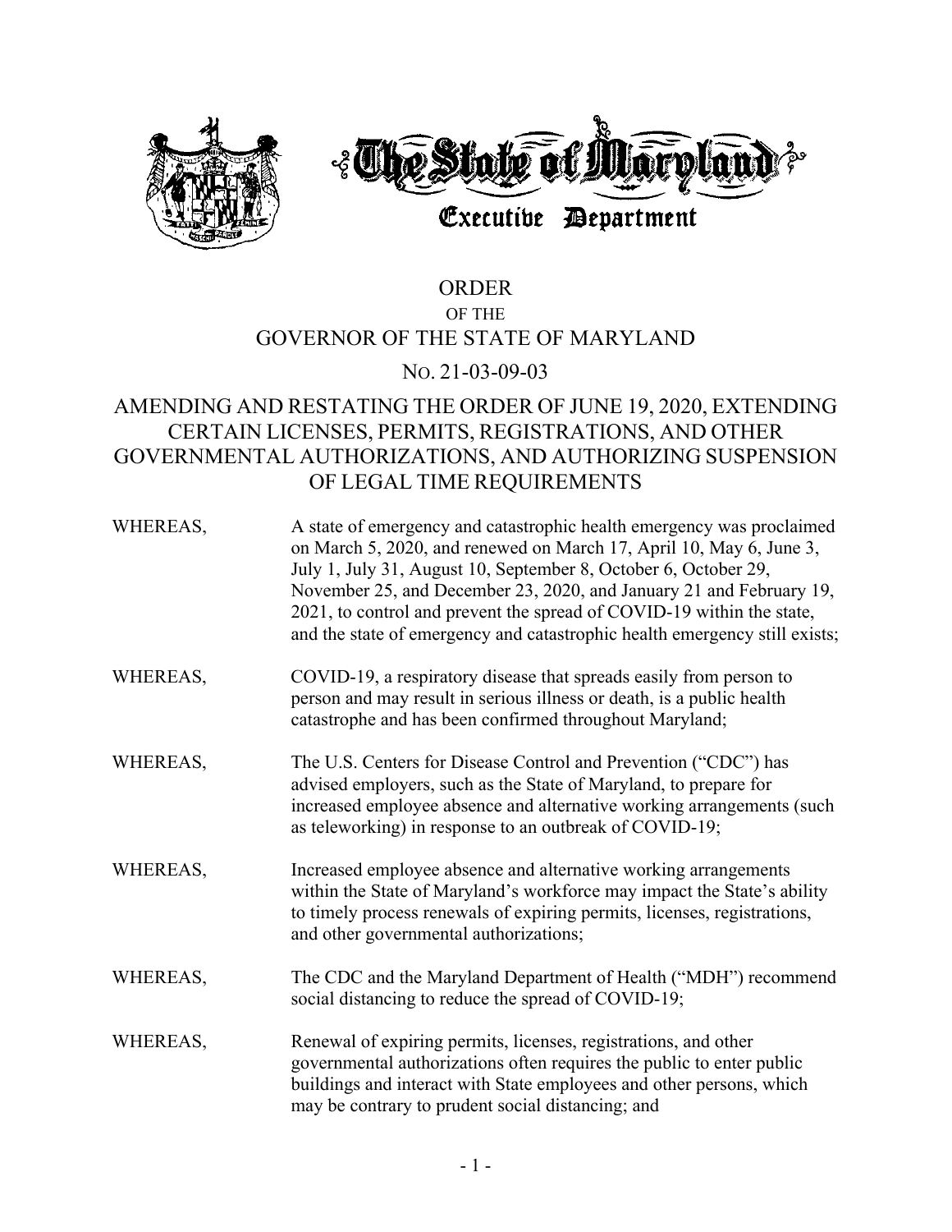# The State of Maryland

## Executive Department

## ORDER

OF THE

## GOVERNOR OF THE STATE OF MARYLAND

NO. 21-03-09-03

## AMENDING AND RESTATING THE ORDER OF JUNE 19, 2020, EXTENDING CERTAIN LICENSES, PERMITS, REGISTRATIONS, AND OTHER GOVERNMENTAL AUTHORIZATIONS, AND AUTHORIZING SUSPENSION OF LEGAL TIME REQUIREMENTS

WHEREAS, A state of emergency and catastrophic health emergency was proclaimed on March 5, 2020, and renewed on March 17, April 10, May 6, June 3, July 1, July 31, August 10, September 8, October 6, October 29, November 25, and December 23, 2020, and January 21 and February 19, 2021, to control and prevent the spread of COVID-19 within the state, and the state of emergency and catastrophic health emergency still exists;

WHEREAS, COVID-19, a respiratory disease that spreads easily from person to person and may result in serious illness or death, is a public health catastrophe and has been confirmed throughout Maryland;

WHEREAS, The U.S. Centers for Disease Control and Prevention ("CDC") has advised employers, such as the State of Maryland, to prepare for increased employee absence and alternative working arrangements (such as teleworking) in response to an outbreak of COVID-19;

WHEREAS, Increased employee absence and alternative working arrangements within the State of Maryland's workforce may impact the State's ability to timely process renewals of expiring permits, licenses, registrations, and other governmental authorizations;

WHEREAS, The CDC and the Maryland Department of Health ("MDH") recommend social distancing to reduce the spread of COVID-19;

WHEREAS, Renewal of expiring permits, licenses, registrations, and other governmental authorizations often requires the public to enter public buildings and interact with State employees and other persons, which may be contrary to prudent social distancing; and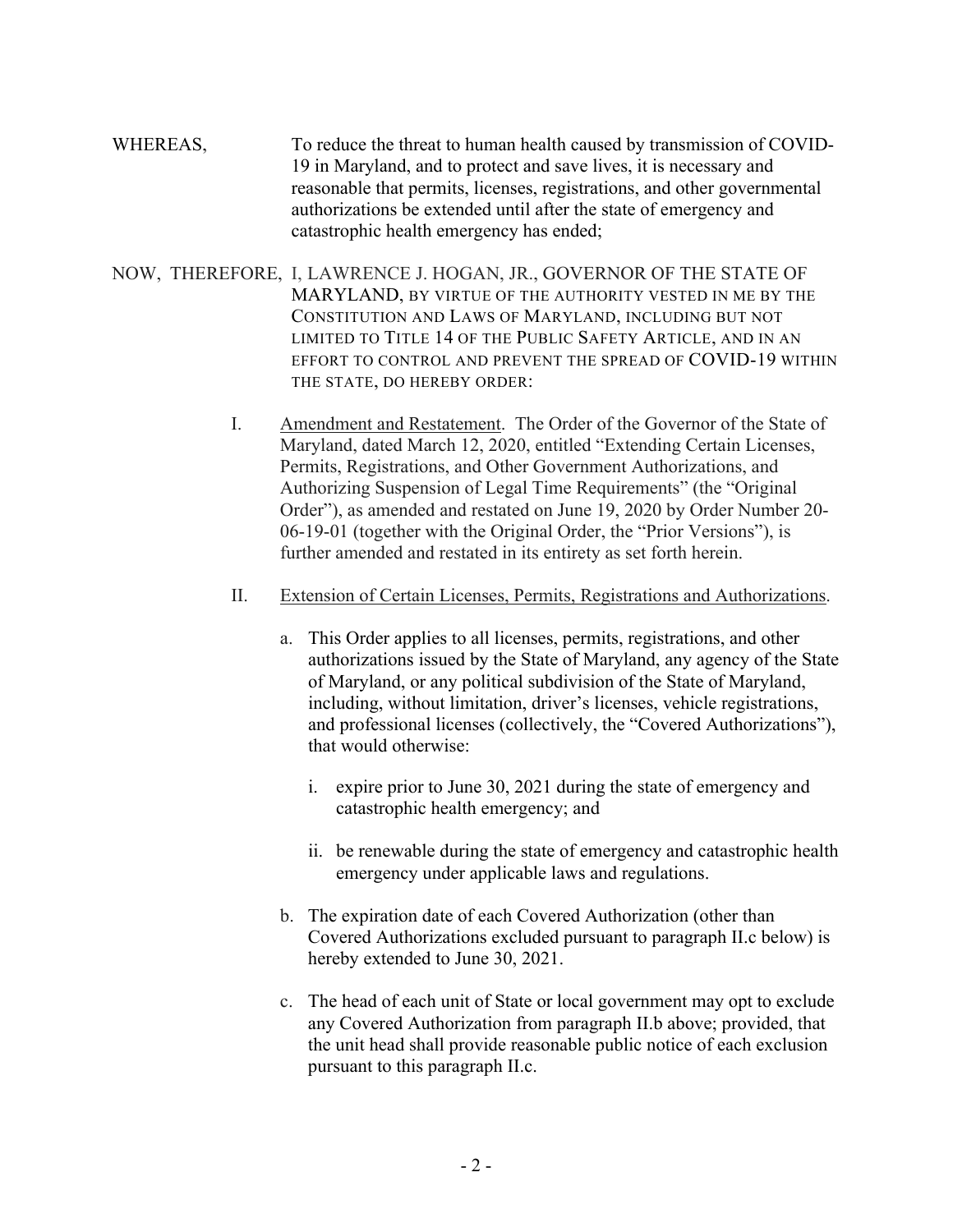WHEREAS, To reduce the threat to human health caused by transmission of COVID-19 in Maryland, and to protect and save lives, it is necessary and reasonable that permits, licenses, registrations, and other governmental authorizations be extended until after the state of emergency and catastrophic health emergency has ended;

NOW, THEREFORE, I, LAWRENCE J. HOGAN, JR., GOVERNOR OF THE STATE OF MARYLAND, BY VIRTUE OF THE AUTHORITY VESTED IN ME BY THE CONSTITUTION AND LAWS OF MARYLAND, INCLUDING BUT NOT LIMITED TO TITLE 14 OF THE PUBLIC SAFETY ARTICLE, AND IN AN EFFORT TO CONTROL AND PREVENT THE SPREAD OF COVID-19 WITHIN THE STATE, DO HEREBY ORDER:

I. Amendment and Restatement. The Order of the Governor of the State of Maryland, dated March 12, 2020, entitled "Extending Certain Licenses, Permits, Registrations, and Other Government Authorizations, and Authorizing Suspension of Legal Time Requirements" (the "Original Order"), as amended and restated on June 19, 2020 by Order Number 20-06-19-01 (together with the Original Order, the "Prior Versions"), is further amended and restated in its entirety as set forth herein.

II. Extension of Certain Licenses, Permits, Registrations and Authorizations.

a. This Order applies to all licenses, permits, registrations, and other authorizations issued by the State of Maryland, any agency of the State of Maryland, or any political subdivision of the State of Maryland, including, without limitation, driver's licenses, vehicle registrations, and professional licenses (collectively, the "Covered Authorizations"), that would otherwise:

   i. expire prior to June 30, 2021 during the state of emergency and catastrophic health emergency; and

   ii. be renewable during the state of emergency and catastrophic health emergency under applicable laws and regulations.

b. The expiration date of each Covered Authorization (other than Covered Authorizations excluded pursuant to paragraph II.c below) is hereby extended to June 30, 2021.

c. The head of each unit of State or local government may opt to exclude any Covered Authorization from paragraph II.b above; provided, that the unit head shall provide reasonable public notice of each exclusion pursuant to this paragraph II.c.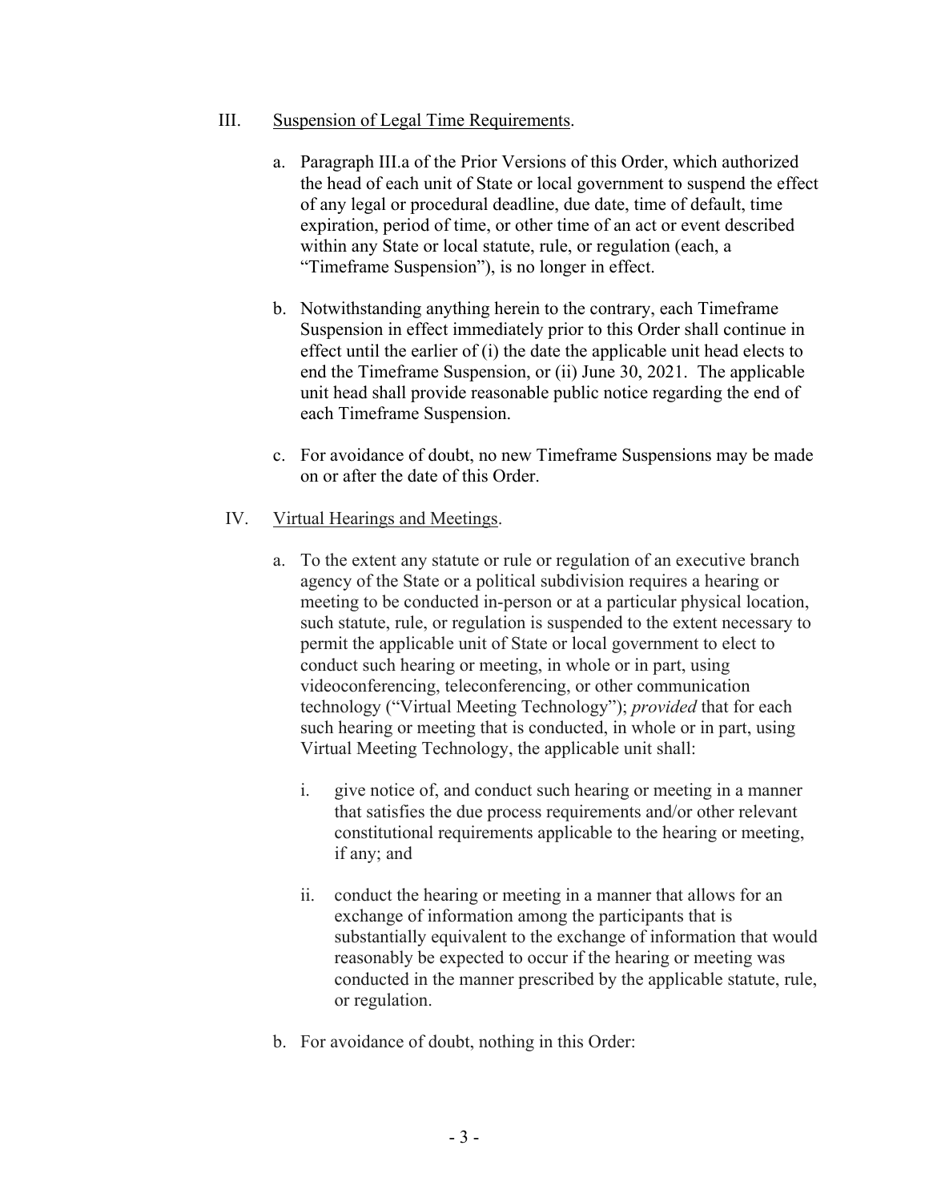III. Suspension of Legal Time Requirements.

a. Paragraph III.a of the Prior Versions of this Order, which authorized the head of each unit of State or local government to suspend the effect of any legal or procedural deadline, due date, time of default, time expiration, period of time, or other time of an act or event described within any State or local statute, rule, or regulation (each, a "Timeframe Suspension"), is no longer in effect.

b. Notwithstanding anything herein to the contrary, each Timeframe Suspension in effect immediately prior to this Order shall continue in effect until the earlier of (i) the date the applicable unit head elects to end the Timeframe Suspension, or (ii) June 30, 2021. The applicable unit head shall provide reasonable public notice regarding the end of each Timeframe Suspension.

c. For avoidance of doubt, no new Timeframe Suspensions may be made on or after the date of this Order.

IV. Virtual Hearings and Meetings.

a. To the extent any statute or rule or regulation of an executive branch agency of the State or a political subdivision requires a hearing or meeting to be conducted in-person or at a particular physical location, such statute, rule, or regulation is suspended to the extent necessary to permit the applicable unit of State or local government to elect to conduct such hearing or meeting, in whole or in part, using videoconferencing, teleconferencing, or other communication technology ("Virtual Meeting Technology"); *provided* that for each such hearing or meeting that is conducted, in whole or in part, using Virtual Meeting Technology, the applicable unit shall:

i. give notice of, and conduct such hearing or meeting in a manner that satisfies the due process requirements and/or other relevant constitutional requirements applicable to the hearing or meeting, if any; and

ii. conduct the hearing or meeting in a manner that allows for an exchange of information among the participants that is substantially equivalent to the exchange of information that would reasonably be expected to occur if the hearing or meeting was conducted in the manner prescribed by the applicable statute, rule, or regulation.

b. For avoidance of doubt, nothing in this Order: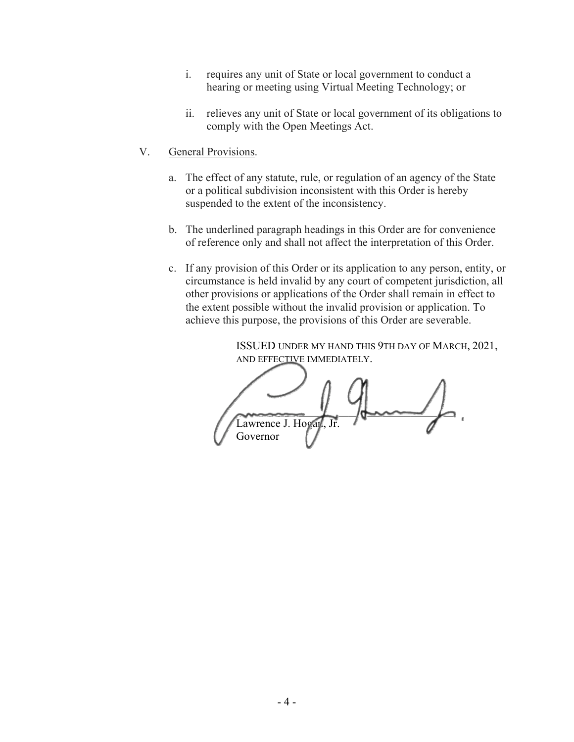i. requires any unit of State or local government to conduct a hearing or meeting using Virtual Meeting Technology; or

ii. relieves any unit of State or local government of its obligations to comply with the Open Meetings Act.

V. General Provisions.

a. The effect of any statute, rule, or regulation of an agency of the State or a political subdivision inconsistent with this Order is hereby suspended to the extent of the inconsistency.

b. The underlined paragraph headings in this Order are for convenience of reference only and shall not affect the interpretation of this Order.

c. If any provision of this Order or its application to any person, entity, or circumstance is held invalid by any court of competent jurisdiction, all other provisions or applications of the Order shall remain in effect to the extent possible without the invalid provision or application. To achieve this purpose, the provisions of this Order are severable.

ISSUED UNDER MY HAND THIS 9TH DAY OF MARCH, 2021, AND EFFECTIVE IMMEDIATELY.

Lawrence J. Hogan, Jr.
Governor